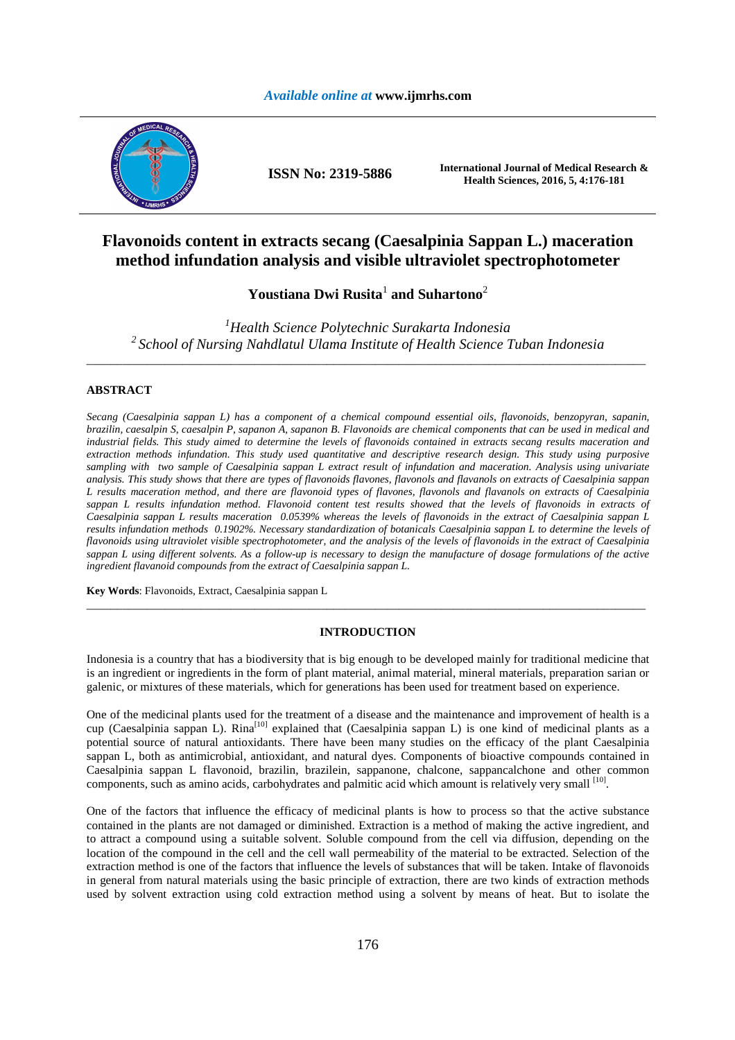*Available online at* **www.ijmrhs.com**

**ISSN No: 2319-5886**

**International Journal of Medical Research & Health Sciences, 2016, 5, 4:176-181**

# Flavonoids content in extracts secang (Caesalpinia Sappan L.) maceration method infundation analysis and visible ultraviolet spectrophotometer

**Youstiana Dwi Rusita[1] and Suhartono[2]**

*[1]Health Science Polytechnic Surakarta Indonesia*
*[2] School of Nursing Nahdlatul Ulama Institute of Health Science Tuban Indonesia*

---

## ABSTRACT

*Secang (Caesalpinia sappan L) has a component of a chemical compound essential oils, flavonoids, benzopyran, sapanin, brazilin, caesalpin S, caesalpin P, sapanon A, sapanon B. Flavonoids are chemical components that can be used in medical and industrial fields. This study aimed to determine the levels of flavonoids contained in extracts secang results maceration and extraction methods infundation. This study used quantitative and descriptive research design. This study using purposive sampling with two sample of Caesalpinia sappan L extract result of infundation and maceration. Analysis using univariate analysis. This study shows that there are types of flavonoids flavones, flavonols and flavanols on extracts of Caesalpinia sappan L results maceration method, and there are flavonoid types of flavones, flavonols and flavanols on extracts of Caesalpinia sappan L results infundation method. Flavonoid content test results showed that the levels of flavonoids in extracts of Caesalpinia sappan L results maceration 0.0539% whereas the levels of flavonoids in the extract of Caesalpinia sappan L results infundation methods 0.1902%. Necessary standardization of botanicals Caesalpinia sappan L to determine the levels of flavonoids using ultraviolet visible spectrophotometer, and the analysis of the levels of flavonoids in the extract of Caesalpinia sappan L using different solvents. As a follow-up is necessary to design the manufacture of dosage formulations of the active ingredient flavanoid compounds from the extract of Caesalpinia sappan L.*

**Key Words**: Flavonoids, Extract, Caesalpinia sappan L

---

## INTRODUCTION

Indonesia is a country that has a biodiversity that is big enough to be developed mainly for traditional medicine that is an ingredient or ingredients in the form of plant material, animal material, mineral materials, preparation sarian or galenic, or mixtures of these materials, which for generations has been used for treatment based on experience.

One of the medicinal plants used for the treatment of a disease and the maintenance and improvement of health is a cup (Caesalpinia sappan L). Rina[10] explained that (Caesalpinia sappan L) is one kind of medicinal plants as a potential source of natural antioxidants. There have been many studies on the efficacy of the plant Caesalpinia sappan L, both as antimicrobial, antioxidant, and natural dyes. Components of bioactive compounds contained in Caesalpinia sappan L flavonoid, brazilin, brazilein, sappanone, chalcone, sappancalchone and other common components, such as amino acids, carbohydrates and palmitic acid which amount is relatively very small [10].

One of the factors that influence the efficacy of medicinal plants is how to process so that the active substance contained in the plants are not damaged or diminished. Extraction is a method of making the active ingredient, and to attract a compound using a suitable solvent. Soluble compound from the cell via diffusion, depending on the location of the compound in the cell and the cell wall permeability of the material to be extracted. Selection of the extraction method is one of the factors that influence the levels of substances that will be taken. Intake of flavonoids in general from natural materials using the basic principle of extraction, there are two kinds of extraction methods used by solvent extraction using cold extraction method using a solvent by means of heat. But to isolate the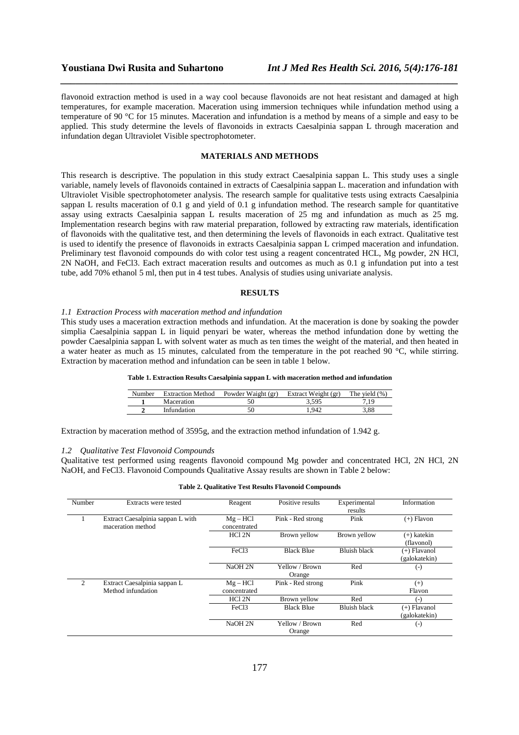flavonoid extraction method is used in a way cool because flavonoids are not heat resistant and damaged at high temperatures, for example maceration. Maceration using immersion techniques while infundation method using a temperature of 90 °C for 15 minutes. Maceration and infundation is a method by means of a simple and easy to be applied. This study determine the levels of flavonoids in extracts Caesalpinia sappan L through maceration and infundation degan Ultraviolet Visible spectrophotometer.

## MATERIALS AND METHODS

This research is descriptive. The population in this study extract Caesalpinia sappan L. This study uses a single variable, namely levels of flavonoids contained in extracts of Caesalpinia sappan L. maceration and infundation with Ultraviolet Visible spectrophotometer analysis. The research sample for qualitative tests using extracts Caesalpinia sappan L results maceration of 0.1 g and yield of 0.1 g infundation method. The research sample for quantitative assay using extracts Caesalpinia sappan L results maceration of 25 mg and infundation as much as 25 mg. Implementation research begins with raw material preparation, followed by extracting raw materials, identification of flavonoids with the qualitative test, and then determining the levels of flavonoids in each extract. Qualitative test is used to identify the presence of flavonoids in extracts Caesalpinia sappan L crimped maceration and infundation. Preliminary test flavonoid compounds do with color test using a reagent concentrated HCL, Mg powder, 2N HCl, 2N NaOH, and $FeCl_3$. Each extract maceration results and outcomes as much as 0.1 g infundation put into a test tube, add 70% ethanol 5 ml, then put in 4 test tubes. Analysis of studies using univariate analysis.

## RESULTS

### *1.1 Extraction Process with maceration method and infundation*

This study uses a maceration extraction methods and infundation. At the maceration is done by soaking the powder simplia Caesalpinia sappan L in liquid penyari be water, whereas the method infundation done by wetting the powder Caesalpinia sappan L with solvent water as much as ten times the weight of the material, and then heated in a water heater as much as 15 minutes, calculated from the temperature in the pot reached 90 °C, while stirring. Extraction by maceration method and infundation can be seen in table 1 below.

**Table 1. Extraction Results Caesalpinia sappan L with maceration method and infundation**

| Number | Extraction Method | Powder Waight (gr) | Extract Weight (gr) | The yield (%) |
|---|---|---|---|---|
| **1** | Maceration | 50 | 3,595 | 7,19 |
| **2** | Infundation | 50 | 1,942 | 3,88 |

Extraction by maceration method of 3595g, and the extraction method infundation of 1.942 g.

### *1.2 Qualitative Test Flavonoid Compounds*

Qualitative test performed using reagents flavonoid compound Mg powder and concentrated HCl, 2N HCl, 2N NaOH, and $FeCl_3$. Flavonoid Compounds Qualitative Assay results are shown in Table 2 below:

**Table 2. Qualitative Test Results Flavonoid Compounds**

| Number | Extracts were tested | Reagent | Positive results | Experimental results | Information |
|---|---|---|---|---|---|
| 1 | Extract Caesalpinia sappan L with maceration method | Mg – HCl concentrated | Pink - Red strong | Pink | (+) Flavon |
| | | HCl 2N | Brown yellow | Brown yellow | (+) katekin (flavonol) |
| | | $FeCl_3$ | Black Blue | Bluish black | (+) Flavanol (galokatekin) |
| | | NaOH 2N | Yellow / Brown Orange | Red | (-) |
| 2 | Extract Caesalpinia sappan L Method infundation | Mg – HCl concentrated | Pink - Red strong | Pink | (+) Flavon |
| | | HCl 2N | Brown yellow | Red | (-) |
| | | $FeCl_3$ | Black Blue | Bluish black | (+) Flavanol (galokatekin) |
| | | NaOH 2N | Yellow / Brown Orange | Red | (-) |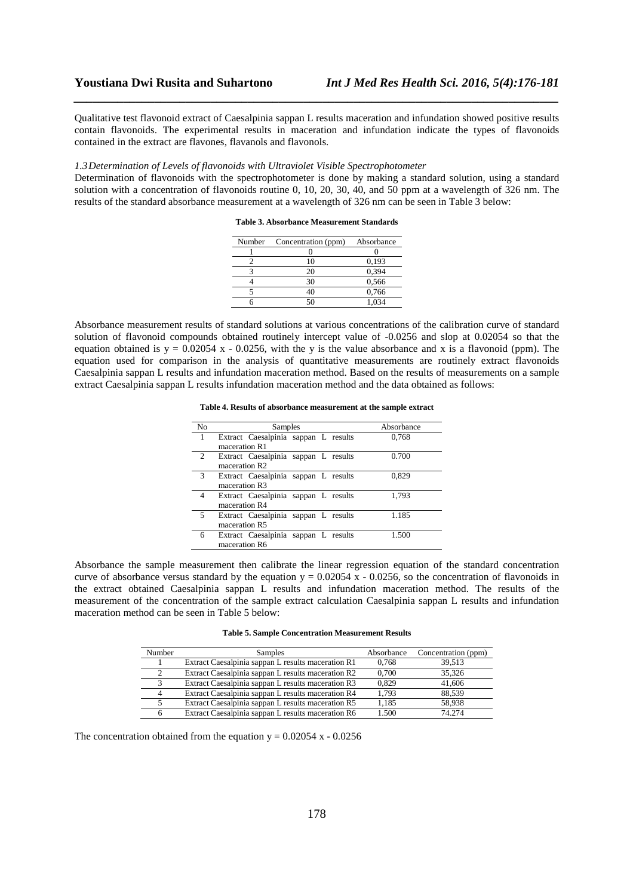Qualitative test flavonoid extract of Caesalpinia sappan L results maceration and infundation showed positive results contain flavonoids. The experimental results in maceration and infundation indicate the types of flavonoids contained in the extract are flavones, flavanols and flavonols.

### *1.3 Determination of Levels of flavonoids with Ultraviolet Visible Spectrophotometer*

Determination of flavonoids with the spectrophotometer is done by making a standard solution, using a standard solution with a concentration of flavonoids routine 0, 10, 20, 30, 40, and 50 ppm at a wavelength of 326 nm. The results of the standard absorbance measurement at a wavelength of 326 nm can be seen in Table 3 below:

**Table 3. Absorbance Measurement Standards**

| Number | Concentration (ppm) | Absorbance |
|---|---|---|
| 1 | 0 | 0 |
| 2 | 10 | 0,193 |
| 3 | 20 | 0,394 |
| 4 | 30 | 0,566 |
| 5 | 40 | 0,766 |
| 6 | 50 | 1,034 |

Absorbance measurement results of standard solutions at various concentrations of the calibration curve of standard solution of flavonoid compounds obtained routinely intercept value of -0.0256 and slop at 0.02054 so that the equation obtained is $y = 0.02054\ x - 0.0256$, with the y is the value absorbance and x is a flavonoid (ppm). The equation used for comparison in the analysis of quantitative measurements are routinely extract flavonoids Caesalpinia sappan L results and infundation maceration method. Based on the results of measurements on a sample extract Caesalpinia sappan L results infundation maceration method and the data obtained as follows:

**Table 4. Results of absorbance measurement at the sample extract**

| No | Samples | Absorbance |
|---|---|---|
| 1 | Extract Caesalpinia sappan L results maceration R1 | 0,768 |
| 2 | Extract Caesalpinia sappan L results maceration R2 | 0.700 |
| 3 | Extract Caesalpinia sappan L results maceration R3 | 0,829 |
| 4 | Extract Caesalpinia sappan L results maceration R4 | 1,793 |
| 5 | Extract Caesalpinia sappan L results maceration R5 | 1.185 |
| 6 | Extract Caesalpinia sappan L results maceration R6 | 1.500 |

Absorbance the sample measurement then calibrate the linear regression equation of the standard concentration curve of absorbance versus standard by the equation $y = 0.02054\ x - 0.0256$, so the concentration of flavonoids in the extract obtained Caesalpinia sappan L results and infundation maceration method. The results of the measurement of the concentration of the sample extract calculation Caesalpinia sappan L results and infundation maceration method can be seen in Table 5 below:

**Table 5. Sample Concentration Measurement Results**

| Number | Samples | Absorbance | Concentration (ppm) |
|---|---|---|---|
| 1 | Extract Caesalpinia sappan L results maceration R1 | 0,768 | 39,513 |
| 2 | Extract Caesalpinia sappan L results maceration R2 | 0,700 | 35,326 |
| 3 | Extract Caesalpinia sappan L results maceration R3 | 0,829 | 41,606 |
| 4 | Extract Caesalpinia sappan L results maceration R4 | 1,793 | 88,539 |
| 5 | Extract Caesalpinia sappan L results maceration R5 | 1,185 | 58,938 |
| 6 | Extract Caesalpinia sappan L results maceration R6 | 1.500 | 74.274 |

The concentration obtained from the equation $y = 0.02054\ x - 0.0256$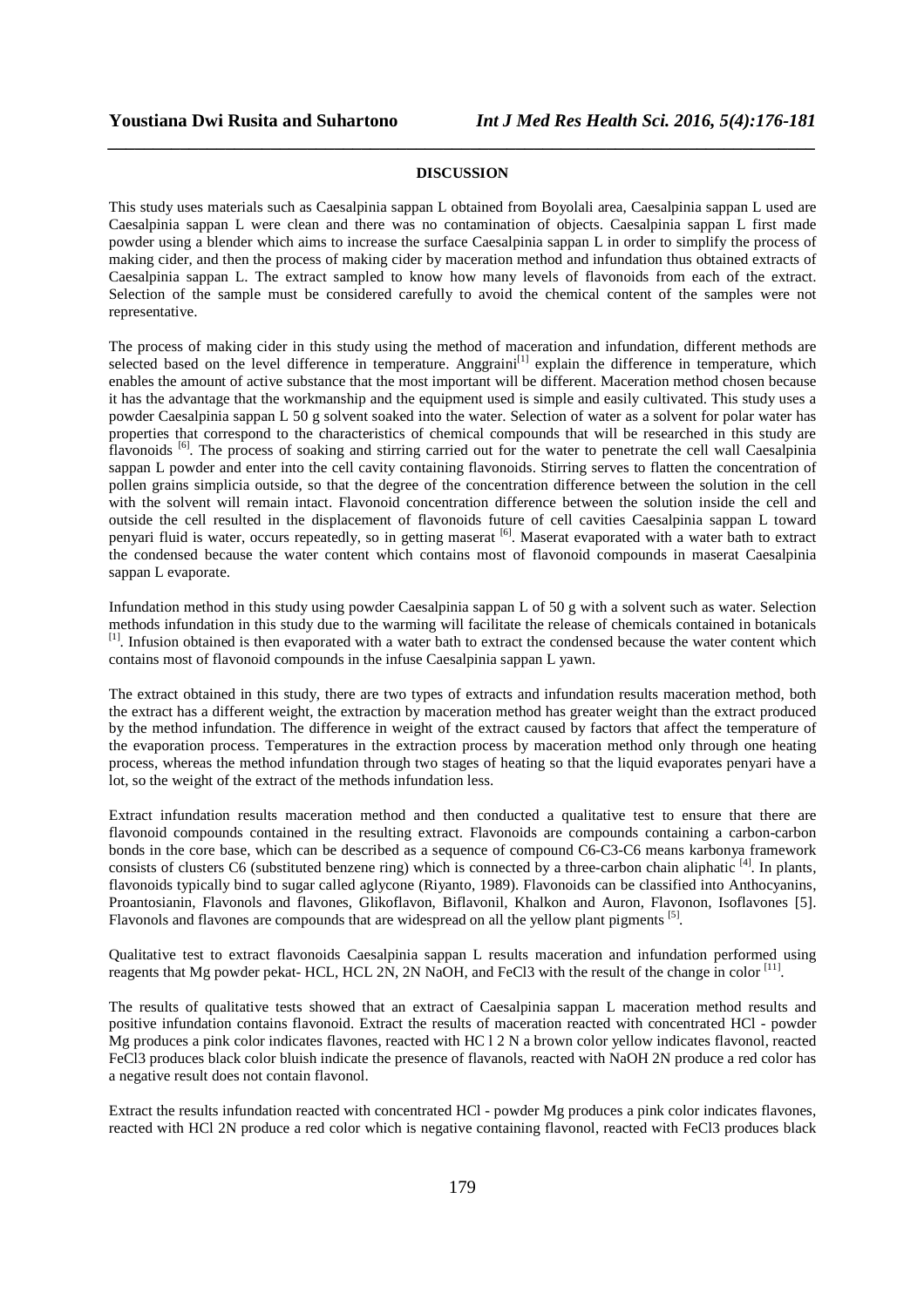## DISCUSSION

This study uses materials such as Caesalpinia sappan L obtained from Boyolali area, Caesalpinia sappan L used are Caesalpinia sappan L were clean and there was no contamination of objects. Caesalpinia sappan L first made powder using a blender which aims to increase the surface Caesalpinia sappan L in order to simplify the process of making cider, and then the process of making cider by maceration method and infundation thus obtained extracts of Caesalpinia sappan L. The extract sampled to know how many levels of flavonoids from each of the extract. Selection of the sample must be considered carefully to avoid the chemical content of the samples were not representative.

The process of making cider in this study using the method of maceration and infundation, different methods are selected based on the level difference in temperature. Anggraini[1] explain the difference in temperature, which enables the amount of active substance that the most important will be different. Maceration method chosen because it has the advantage that the workmanship and the equipment used is simple and easily cultivated. This study uses a powder Caesalpinia sappan L 50 g solvent soaked into the water. Selection of water as a solvent for polar water has properties that correspond to the characteristics of chemical compounds that will be researched in this study are flavonoids [6]. The process of soaking and stirring carried out for the water to penetrate the cell wall Caesalpinia sappan L powder and enter into the cell cavity containing flavonoids. Stirring serves to flatten the concentration of pollen grains simplicia outside, so that the degree of the concentration difference between the solution in the cell with the solvent will remain intact. Flavonoid concentration difference between the solution inside the cell and outside the cell resulted in the displacement of flavonoids future of cell cavities Caesalpinia sappan L toward penyari fluid is water, occurs repeatedly, so in getting maserat [6]. Maserat evaporated with a water bath to extract the condensed because the water content which contains most of flavonoid compounds in maserat Caesalpinia sappan L evaporate.

Infundation method in this study using powder Caesalpinia sappan L of 50 g with a solvent such as water. Selection methods infundation in this study due to the warming will facilitate the release of chemicals contained in botanicals [1]. Infusion obtained is then evaporated with a water bath to extract the condensed because the water content which contains most of flavonoid compounds in the infuse Caesalpinia sappan L yawn.

The extract obtained in this study, there are two types of extracts and infundation results maceration method, both the extract has a different weight, the extraction by maceration method has greater weight than the extract produced by the method infundation. The difference in weight of the extract caused by factors that affect the temperature of the evaporation process. Temperatures in the extraction process by maceration method only through one heating process, whereas the method infundation through two stages of heating so that the liquid evaporates penyari have a lot, so the weight of the extract of the methods infundation less.

Extract infundation results maceration method and then conducted a qualitative test to ensure that there are flavonoid compounds contained in the resulting extract. Flavonoids are compounds containing a carbon-carbon bonds in the core base, which can be described as a sequence of compound C6-C3-C6 means karbonya framework consists of clusters C6 (substituted benzene ring) which is connected by a three-carbon chain aliphatic [4]. In plants, flavonoids typically bind to sugar called aglycone (Riyanto, 1989). Flavonoids can be classified into Anthocyanins, Proantosianin, Flavonols and flavones, Glikoflavon, Biflavonil, Khalkon and Auron, Flavonon, Isoflavones [5]. Flavonols and flavones are compounds that are widespread on all the yellow plant pigments [5].

Qualitative test to extract flavonoids Caesalpinia sappan L results maceration and infundation performed using reagents that Mg powder pekat- HCL, HCL 2N, 2N NaOH, and $FeCl_3$ with the result of the change in color [11].

The results of qualitative tests showed that an extract of Caesalpinia sappan L maceration method results and positive infundation contains flavonoid. Extract the results of maceration reacted with concentrated HCl - powder Mg produces a pink color indicates flavones, reacted with HC l 2 N a brown color yellow indicates flavonol, reacted $FeCl_3$ produces black color bluish indicate the presence of flavanols, reacted with NaOH 2N produce a red color has a negative result does not contain flavonol.

Extract the results infundation reacted with concentrated HCl - powder Mg produces a pink color indicates flavones, reacted with HCl 2N produce a red color which is negative containing flavonol, reacted with $FeCl_3$ produces black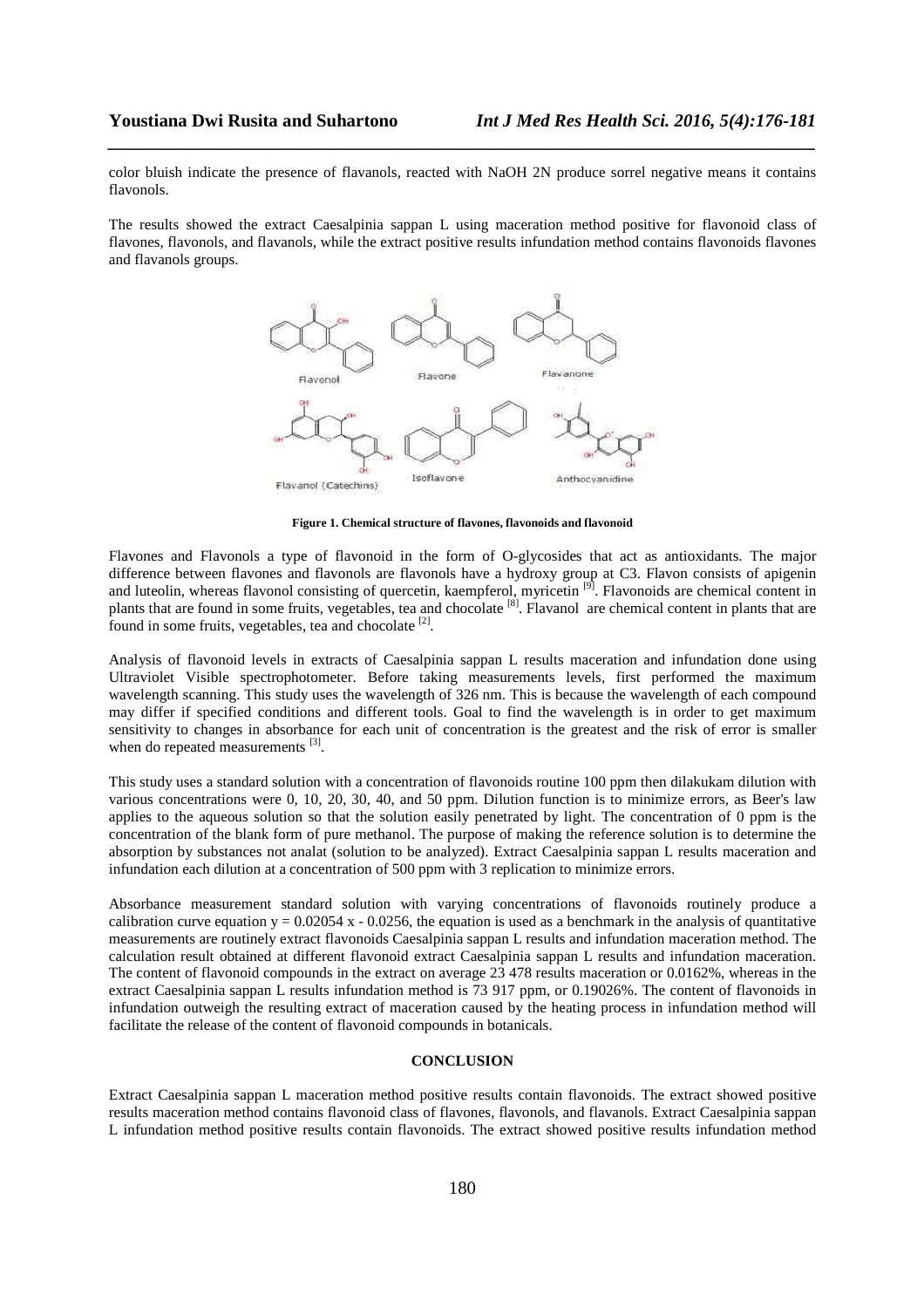color bluish indicate the presence of flavanols, reacted with NaOH 2N produce sorrel negative means it contains flavonols.

The results showed the extract Caesalpinia sappan L using maceration method positive for flavonoid class of flavones, flavonols, and flavanols, while the extract positive results infundation method contains flavonoids flavones and flavanols groups.

**Figure 1. Chemical structure of flavones, flavonoids and flavonoid**

Flavones and Flavonols a type of flavonoid in the form of O-glycosides that act as antioxidants. The major difference between flavones and flavonols are flavonols have a hydroxy group at C3. Flavon consists of apigenin and luteolin, whereas flavonol consisting of quercetin, kaempferol, myricetin [9]. Flavonoids are chemical content in plants that are found in some fruits, vegetables, tea and chocolate [8]. Flavanol are chemical content in plants that are found in some fruits, vegetables, tea and chocolate [2].

Analysis of flavonoid levels in extracts of Caesalpinia sappan L results maceration and infundation done using Ultraviolet Visible spectrophotometer. Before taking measurements levels, first performed the maximum wavelength scanning. This study uses the wavelength of 326 nm. This is because the wavelength of each compound may differ if specified conditions and different tools. Goal to find the wavelength is in order to get maximum sensitivity to changes in absorbance for each unit of concentration is the greatest and the risk of error is smaller when do repeated measurements [3].

This study uses a standard solution with a concentration of flavonoids routine 100 ppm then dilakukam dilution with various concentrations were 0, 10, 20, 30, 40, and 50 ppm. Dilution function is to minimize errors, as Beer's law applies to the aqueous solution so that the solution easily penetrated by light. The concentration of 0 ppm is the concentration of the blank form of pure methanol. The purpose of making the reference solution is to determine the absorption by substances not analat (solution to be analyzed). Extract Caesalpinia sappan L results maceration and infundation each dilution at a concentration of 500 ppm with 3 replication to minimize errors.

Absorbance measurement standard solution with varying concentrations of flavonoids routinely produce a calibration curve equation $y = 0.02054\ x - 0.0256$, the equation is used as a benchmark in the analysis of quantitative measurements are routinely extract flavonoids Caesalpinia sappan L results and infundation maceration method. The calculation result obtained at different flavonoid extract Caesalpinia sappan L results and infundation maceration. The content of flavonoid compounds in the extract on average 23 478 results maceration or 0.0162%, whereas in the extract Caesalpinia sappan L results infundation method is 73 917 ppm, or 0.19026%. The content of flavonoids in infundation outweigh the resulting extract of maceration caused by the heating process in infundation method will facilitate the release of the content of flavonoid compounds in botanicals.

## CONCLUSION

Extract Caesalpinia sappan L maceration method positive results contain flavonoids. The extract showed positive results maceration method contains flavonoid class of flavones, flavonols, and flavanols. Extract Caesalpinia sappan L infundation method positive results contain flavonoids. The extract showed positive results infundation method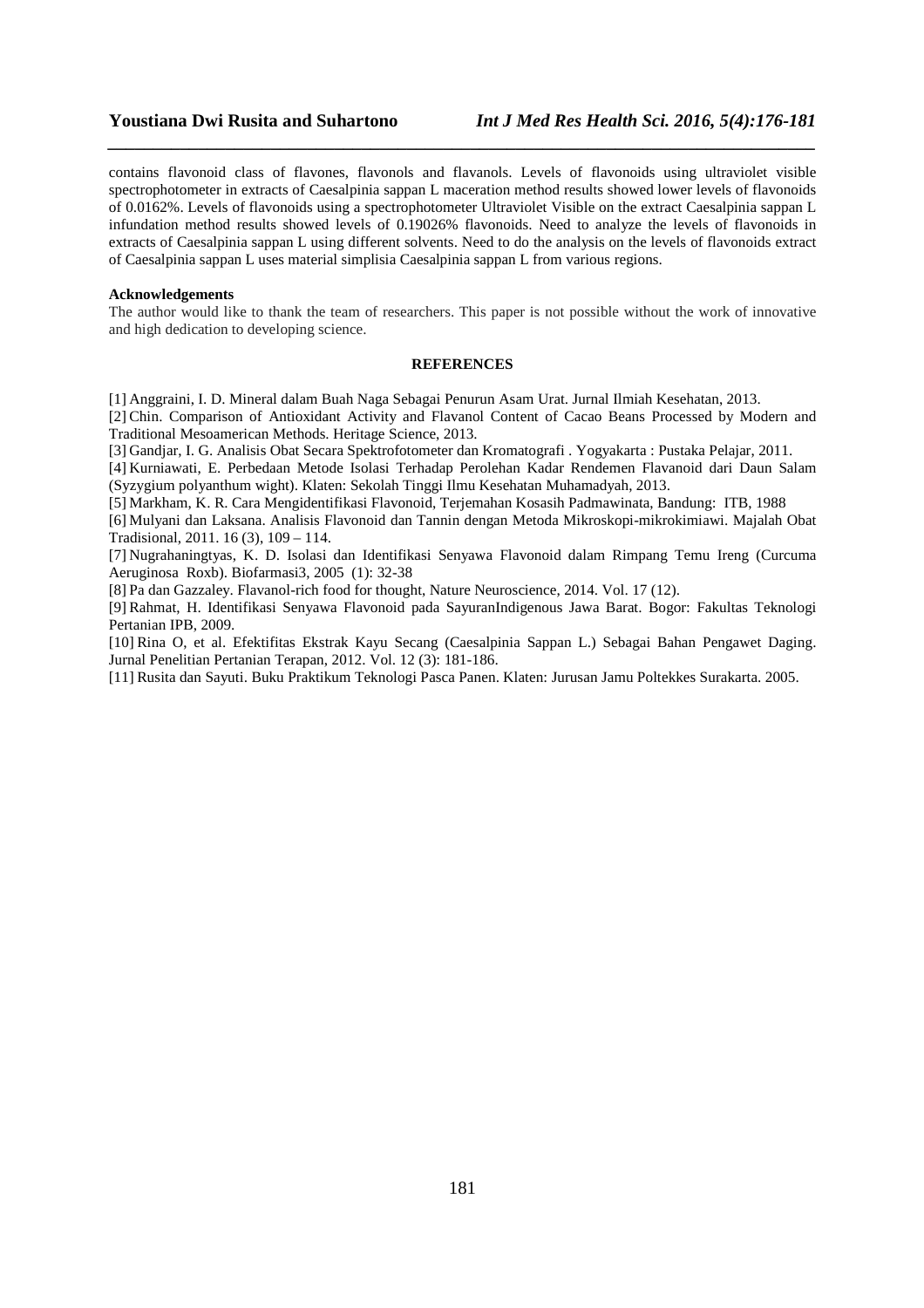contains flavonoid class of flavones, flavonols and flavanols. Levels of flavonoids using ultraviolet visible spectrophotometer in extracts of Caesalpinia sappan L maceration method results showed lower levels of flavonoids of 0.0162%. Levels of flavonoids using a spectrophotometer Ultraviolet Visible on the extract Caesalpinia sappan L infundation method results showed levels of 0.19026% flavonoids. Need to analyze the levels of flavonoids in extracts of Caesalpinia sappan L using different solvents. Need to do the analysis on the levels of flavonoids extract of Caesalpinia sappan L uses material simplisia Caesalpinia sappan L from various regions.

**Acknowledgements**

The author would like to thank the team of researchers. This paper is not possible without the work of innovative and high dedication to developing science.

## REFERENCES

[1] Anggraini, I. D. Mineral dalam Buah Naga Sebagai Penurun Asam Urat. Jurnal Ilmiah Kesehatan, 2013.

[2] Chin. Comparison of Antioxidant Activity and Flavanol Content of Cacao Beans Processed by Modern and Traditional Mesoamerican Methods. Heritage Science, 2013.

[3] Gandjar, I. G. Analisis Obat Secara Spektrofotometer dan Kromatografi . Yogyakarta : Pustaka Pelajar, 2011.

[4] Kurniawati, E. Perbedaan Metode Isolasi Terhadap Perolehan Kadar Rendemen Flavanoid dari Daun Salam (Syzygium polyanthum wight). Klaten: Sekolah Tinggi Ilmu Kesehatan Muhamadyah, 2013.

[5] Markham, K. R. Cara Mengidentifikasi Flavonoid, Terjemahan Kosasih Padmawinata, Bandung: ITB, 1988

[6] Mulyani dan Laksana. Analisis Flavonoid dan Tannin dengan Metoda Mikroskopi-mikrokimiawi. Majalah Obat Tradisional, 2011. 16 (3), 109 – 114.

[7] Nugrahaningtyas, K. D. Isolasi dan Identifikasi Senyawa Flavonoid dalam Rimpang Temu Ireng (Curcuma Aeruginosa Roxb). Biofarmasi3, 2005 (1): 32-38

[8] Pa dan Gazzaley. Flavanol-rich food for thought, Nature Neuroscience, 2014. Vol. 17 (12).

[9] Rahmat, H. Identifikasi Senyawa Flavonoid pada SayuranIndigenous Jawa Barat. Bogor: Fakultas Teknologi Pertanian IPB, 2009.

[10] Rina O, et al. Efektifitas Ekstrak Kayu Secang (Caesalpinia Sappan L.) Sebagai Bahan Pengawet Daging. Jurnal Penelitian Pertanian Terapan, 2012. Vol. 12 (3): 181-186.

[11] Rusita dan Sayuti. Buku Praktikum Teknologi Pasca Panen. Klaten: Jurusan Jamu Poltekkes Surakarta. 2005.